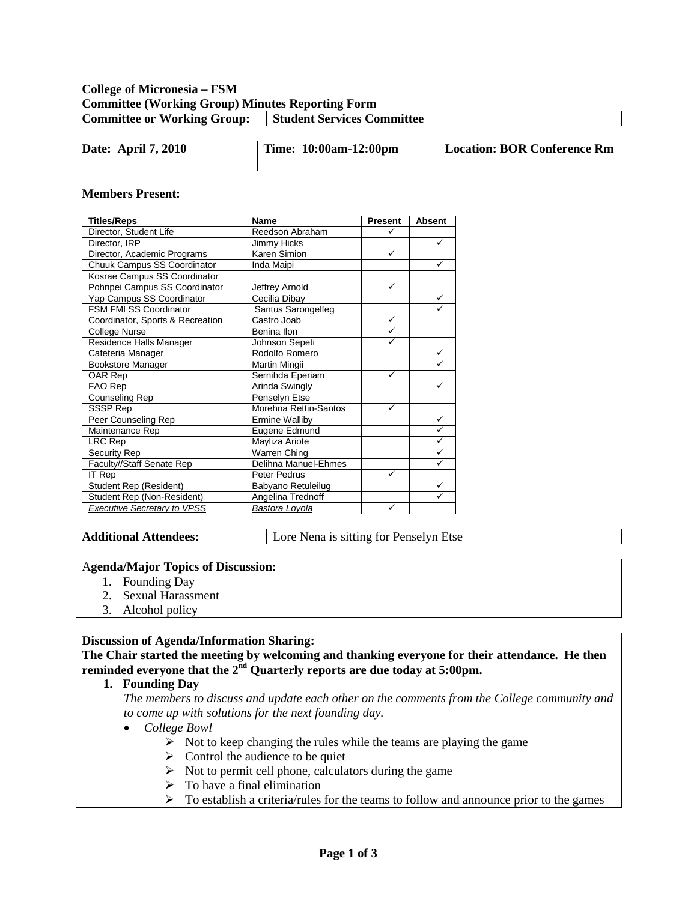**College of Micronesia – FSM**
**Committee (Working Group) Minutes Reporting Form**

| Committee or Working Group: | Student Services Committee |
|---|---|

| Date: April 7, 2010 | Time: 10:00am-12:00pm | Location: BOR Conference Rm |
|---|---|---|
| | | |

**Members Present:**

| Titles/Reps | Name | Present | Absent |
|---|---|---|---|
| Director, Student Life | Reedson Abraham | ✓ | |
| Director, IRP | Jimmy Hicks | | ✓ |
| Director, Academic Programs | Karen Simion | ✓ | |
| Chuuk Campus SS Coordinator | Inda Maipi | | ✓ |
| Kosrae Campus SS Coordinator | | | |
| Pohnpei Campus SS Coordinator | Jeffrey Arnold | ✓ | |
| Yap Campus SS Coordinator | Cecilia Dibay | | ✓ |
| FSM FMI SS Coordinator | Santus Sarongelfeg | | ✓ |
| Coordinator, Sports & Recreation | Castro Joab | ✓ | |
| College Nurse | Benina Ilon | ✓ | |
| Residence Halls Manager | Johnson Sepeti | ✓ | |
| Cafeteria Manager | Rodolfo Romero | | ✓ |
| Bookstore Manager | Martin Mingii | | ✓ |
| OAR Rep | Sernihda Eperiam | ✓ | |
| FAO Rep | Arinda Swingly | | ✓ |
| Counseling Rep | Penselyn Etse | | |
| SSSP Rep | Morehna Rettin-Santos | ✓ | |
| Peer Counseling Rep | Ermine Walliby | | ✓ |
| Maintenance Rep | Eugene Edmund | | ✓ |
| LRC Rep | Mayliza Ariote | | ✓ |
| Security Rep | Warren Ching | | ✓ |
| Faculty//Staff Senate Rep | Delihna Manuel-Ehmes | | ✓ |
| IT Rep | Peter Pedrus | ✓ | |
| Student Rep (Resident) | Babyano Retuleilug | | ✓ |
| Student Rep (Non-Resident) | Angelina Trednoff | | ✓ |
| *Executive Secretary to VPSS* | *Bastora Loyola* | ✓ | |

| Additional Attendees: | Lore Nena is sitting for Penselyn Etse |
|---|---|

**Agenda/Major Topics of Discussion:**

1. Founding Day
2. Sexual Harassment
3. Alcohol policy

**Discussion of Agenda/Information Sharing:**

**The Chair started the meeting by welcoming and thanking everyone for their attendance. He then reminded everyone that the 2nd Quarterly reports are due today at 5:00pm.**

1. **Founding Day**

   *The members to discuss and update each other on the comments from the College community and to come up with solutions for the next founding day.*

   - *College Bowl*
     - Not to keep changing the rules while the teams are playing the game
     - Control the audience to be quiet
     - Not to permit cell phone, calculators during the game
     - To have a final elimination
     - To establish a criteria/rules for the teams to follow and announce prior to the games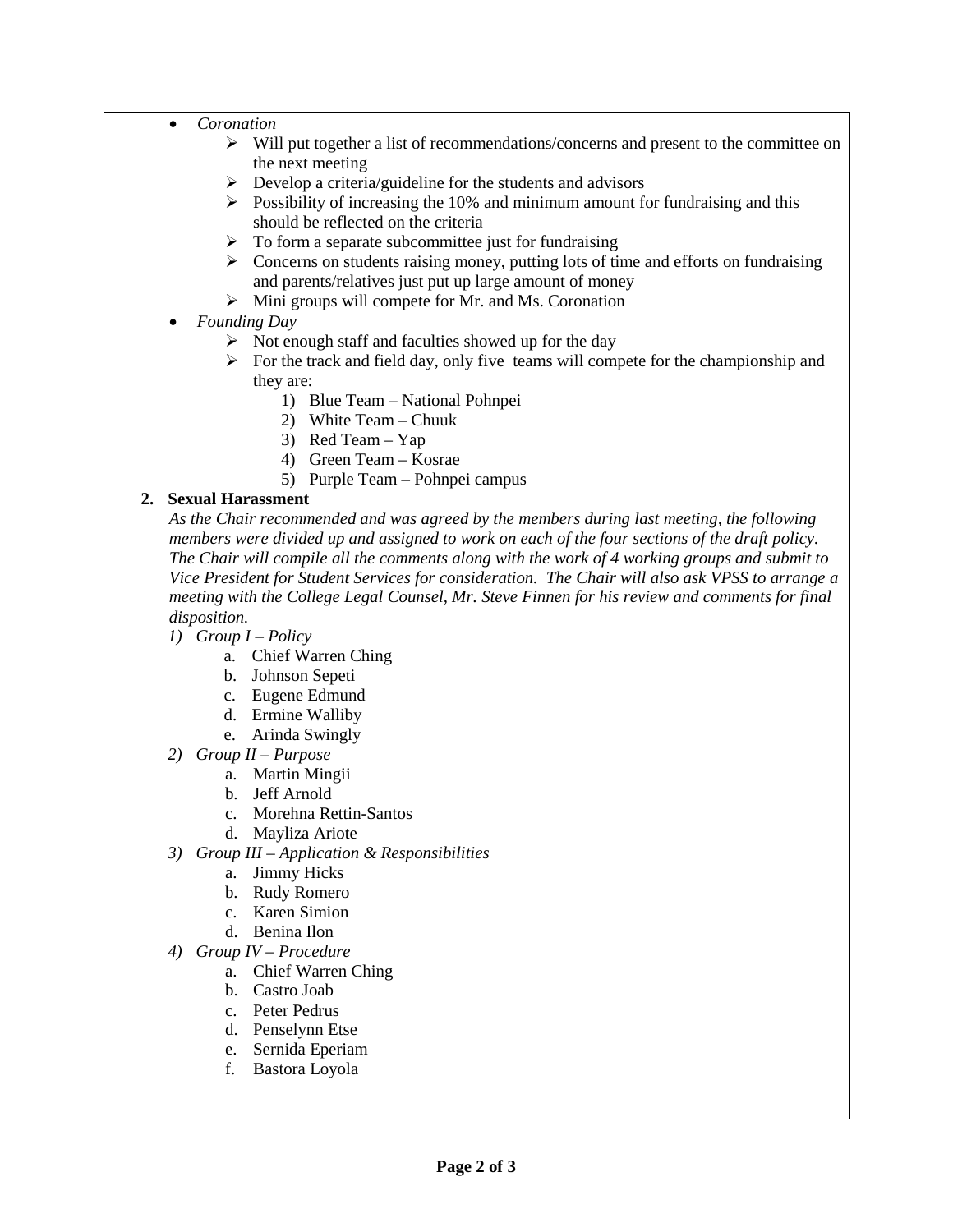- *Coronation*
  - Will put together a list of recommendations/concerns and present to the committee on the next meeting
  - Develop a criteria/guideline for the students and advisors
  - Possibility of increasing the 10% and minimum amount for fundraising and this should be reflected on the criteria
  - To form a separate subcommittee just for fundraising
  - Concerns on students raising money, putting lots of time and efforts on fundraising and parents/relatives just put up large amount of money
  - Mini groups will compete for Mr. and Ms. Coronation
- *Founding Day*
  - Not enough staff and faculties showed up for the day
  - For the track and field day, only five teams will compete for the championship and they are:
    1) Blue Team – National Pohnpei
    2) White Team – Chuuk
    3) Red Team – Yap
    4) Green Team – Kosrae
    5) Purple Team – Pohnpei campus

**2. Sexual Harassment**

*As the Chair recommended and was agreed by the members during last meeting, the following members were divided up and assigned to work on each of the four sections of the draft policy. The Chair will compile all the comments along with the work of 4 working groups and submit to Vice President for Student Services for consideration. The Chair will also ask VPSS to arrange a meeting with the College Legal Counsel, Mr. Steve Finnen for his review and comments for final disposition.*

1) *Group I – Policy*
   a. Chief Warren Ching
   b. Johnson Sepeti
   c. Eugene Edmund
   d. Ermine Walliby
   e. Arinda Swingly
2) *Group II – Purpose*
   a. Martin Mingii
   b. Jeff Arnold
   c. Morehna Rettin-Santos
   d. Mayliza Ariote
3) *Group III – Application & Responsibilities*
   a. Jimmy Hicks
   b. Rudy Romero
   c. Karen Simion
   d. Benina Ilon
4) *Group IV – Procedure*
   a. Chief Warren Ching
   b. Castro Joab
   c. Peter Pedrus
   d. Penselynn Etse
   e. Sernida Eperiam
   f. Bastora Loyola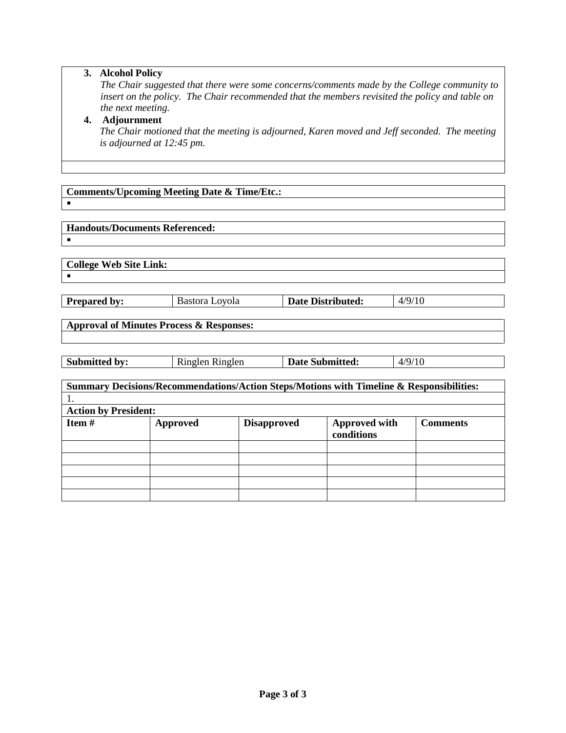3. **Alcohol Policy**

   *The Chair suggested that there were some concerns/comments made by the College community to insert on the policy. The Chair recommended that the members revisited the policy and table on the next meeting.*

4. **Adjournment**

   *The Chair motioned that the meeting is adjourned, Karen moved and Jeff seconded. The meeting is adjourned at 12:45 pm.*

| **Comments/Upcoming Meeting Date & Time/Etc.:** |
|---|
| ▪ |

| **Handouts/Documents Referenced:** |
|---|
| ▪ |

| **College Web Site Link:** |
|---|
| ▪ |

| **Prepared by:** | Bastora Loyola | **Date Distributed:** | 4/9/10 |
|---|---|---|---|

| **Approval of Minutes Process & Responses:** |
|---|
| |

| **Submitted by:** | Ringlen Ringlen | **Date Submitted:** | 4/9/10 |
|---|---|---|---|

| **Summary Decisions/Recommendations/Action Steps/Motions with Timeline & Responsibilities:** | | | | |
|---|---|---|---|---|
| 1. | | | | |
| **Action by President:** | | | | |
| **Item #** | **Approved** | **Disapproved** | **Approved with conditions** | **Comments** |
| | | | | |
| | | | | |
| | | | | |
| | | | | |
| | | | | |